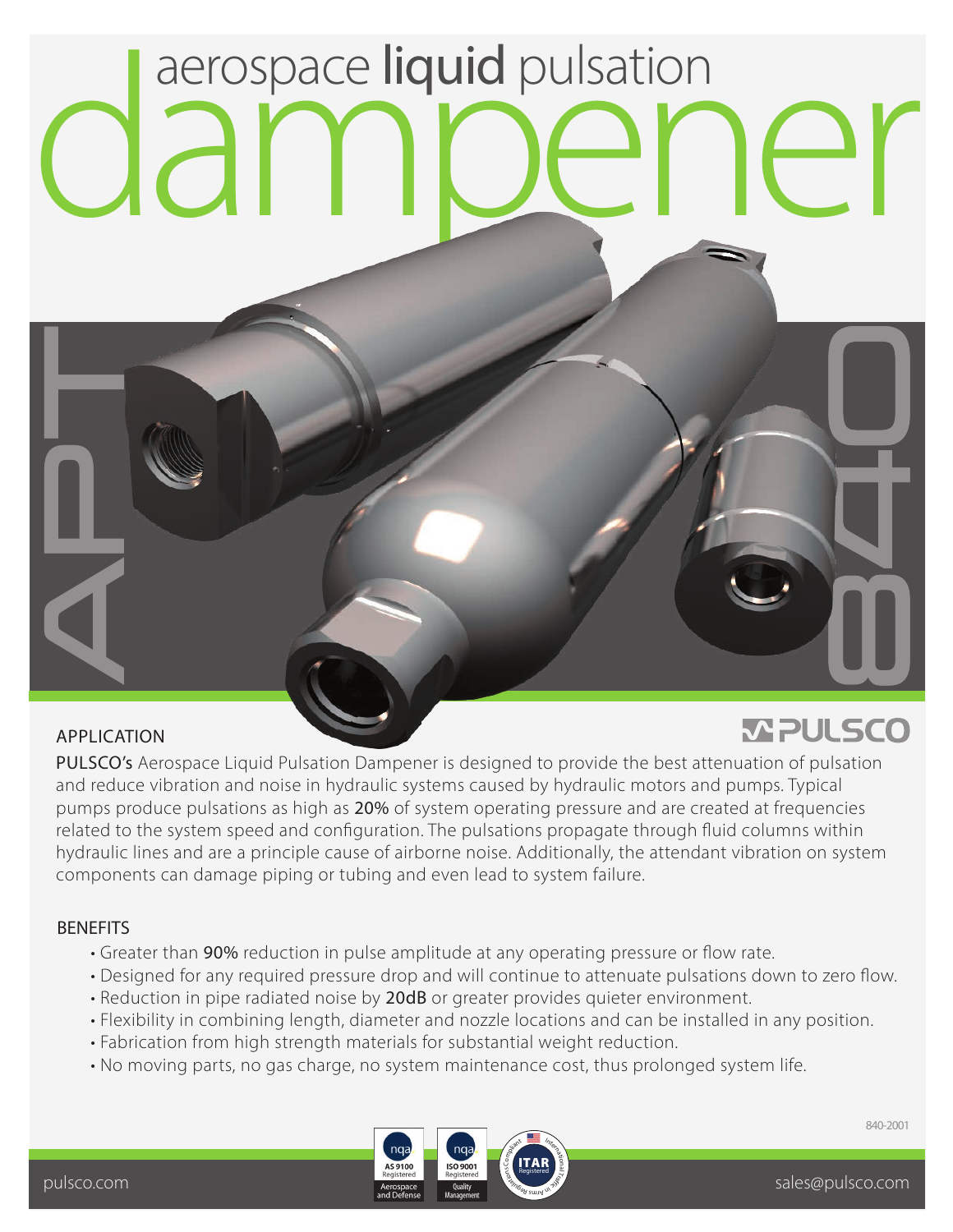# aerospace **liquid** pulsation dampener

APT 840

PULSCO

## APPLICATION

PULSCO's Aerospace Liquid Pulsation Dampener is designed to provide the best attenuation of pulsation and reduce vibration and noise in hydraulic systems caused by hydraulic motors and pumps. Typical pumps produce pulsations as high as 20% of system operating pressure and are created at frequencies related to the system speed and configuration. The pulsations propagate through fluid columns within hydraulic lines and are a principle cause of airborne noise. Additionally, the attendant vibration on system components can damage piping or tubing and even lead to system failure.

## BENEFITS

- Greater than 90% reduction in pulse amplitude at any operating pressure or flow rate.
- Designed for any required pressure drop and will continue to attenuate pulsations down to zero flow.
- Reduction in pipe radiated noise by 20dB or greater provides quieter environment.
- Flexibility in combining length, diameter and nozzle locations and can be installed in any position.
- Fabrication from high strength materials for substantial weight reduction.
- No moving parts, no gas charge, no system maintenance cost, thus prolonged system life.

840-2001

nqa AS 9100 Registered Aerospace and Defense | nqa ISO 9001 Registered Quality Management | ITAR Registered – International Traffic in Arms Regulations Compliant

pulsco.com | sales@pulsco.com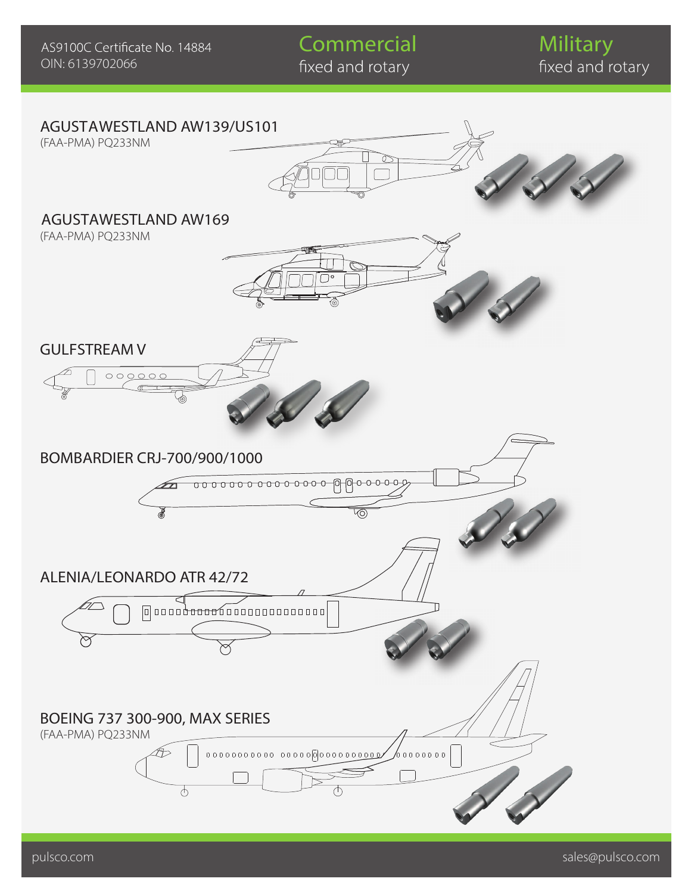AS9100C Certificate No. 14884
OIN: 6139702066

**Commercial**
fixed and rotary

**Military**
fixed and rotary

## AGUSTAWESTLAND AW139/US101

(FAA-PMA) PQ233NM

## AGUSTAWESTLAND AW169

(FAA-PMA) PQ233NM

## GULFSTREAM V

## BOMBARDIER CRJ-700/900/1000

## ALENIA/LEONARDO ATR 42/72

## BOEING 737 300-900, MAX SERIES

(FAA-PMA) PQ233NM

pulsco.com

sales@pulsco.com